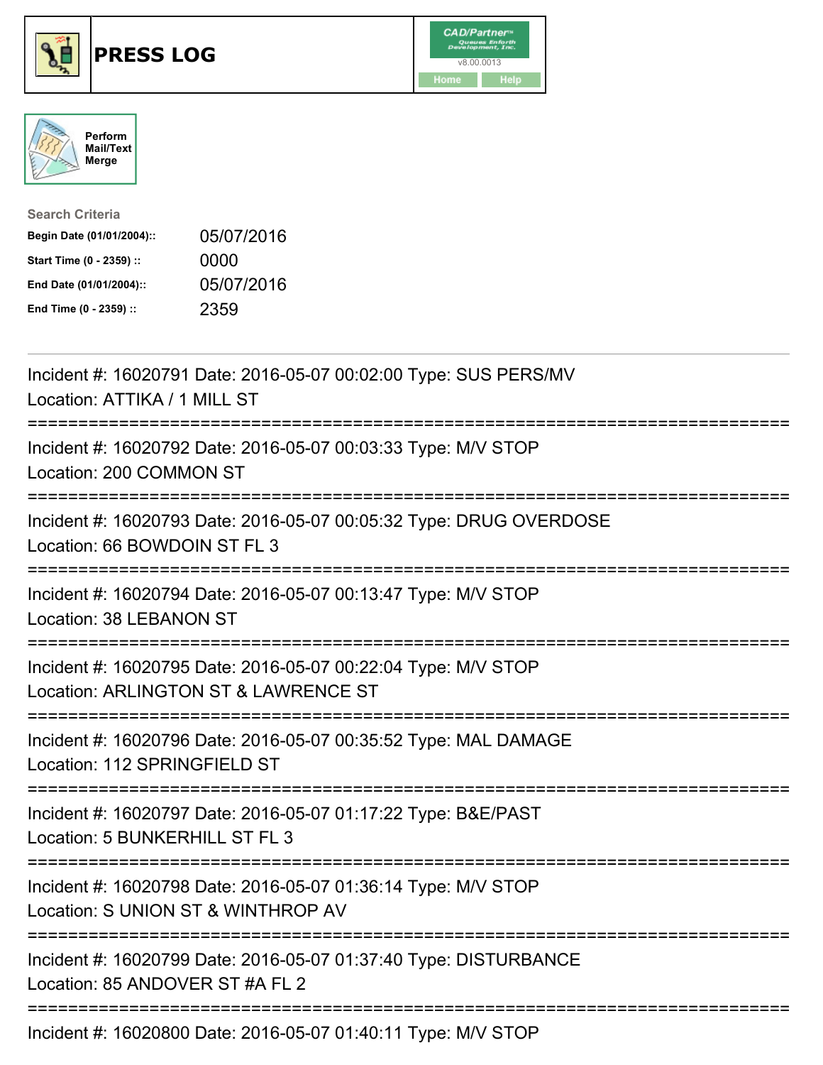# PRESS LOG

CAD/Partner™ Queues Enforth Development, Inc. v8.00.0013

Home Help

Perform Mail/Text Merge

**Search Criteria**

| | |
|---|---|
| **Begin Date (01/01/2004)::** | 05/07/2016 |
| **Start Time (0 - 2359) ::** | 0000 |
| **End Date (01/01/2004)::** | 05/07/2016 |
| **End Time (0 - 2359) ::** | 2359 |

---

Incident #: 16020791 Date: 2016-05-07 00:02:00 Type: SUS PERS/MV
Location: ATTIKA / 1 MILL ST

===========================================================================

Incident #: 16020792 Date: 2016-05-07 00:03:33 Type: M/V STOP
Location: 200 COMMON ST

===========================================================================

Incident #: 16020793 Date: 2016-05-07 00:05:32 Type: DRUG OVERDOSE
Location: 66 BOWDOIN ST FL 3

===========================================================================

Incident #: 16020794 Date: 2016-05-07 00:13:47 Type: M/V STOP
Location: 38 LEBANON ST

===========================================================================

Incident #: 16020795 Date: 2016-05-07 00:22:04 Type: M/V STOP
Location: ARLINGTON ST & LAWRENCE ST

===========================================================================

Incident #: 16020796 Date: 2016-05-07 00:35:52 Type: MAL DAMAGE
Location: 112 SPRINGFIELD ST

===========================================================================

Incident #: 16020797 Date: 2016-05-07 01:17:22 Type: B&E/PAST
Location: 5 BUNKERHILL ST FL 3

===========================================================================

Incident #: 16020798 Date: 2016-05-07 01:36:14 Type: M/V STOP
Location: S UNION ST & WINTHROP AV

===========================================================================

Incident #: 16020799 Date: 2016-05-07 01:37:40 Type: DISTURBANCE
Location: 85 ANDOVER ST #A FL 2

===========================================================================

Incident #: 16020800 Date: 2016-05-07 01:40:11 Type: M/V STOP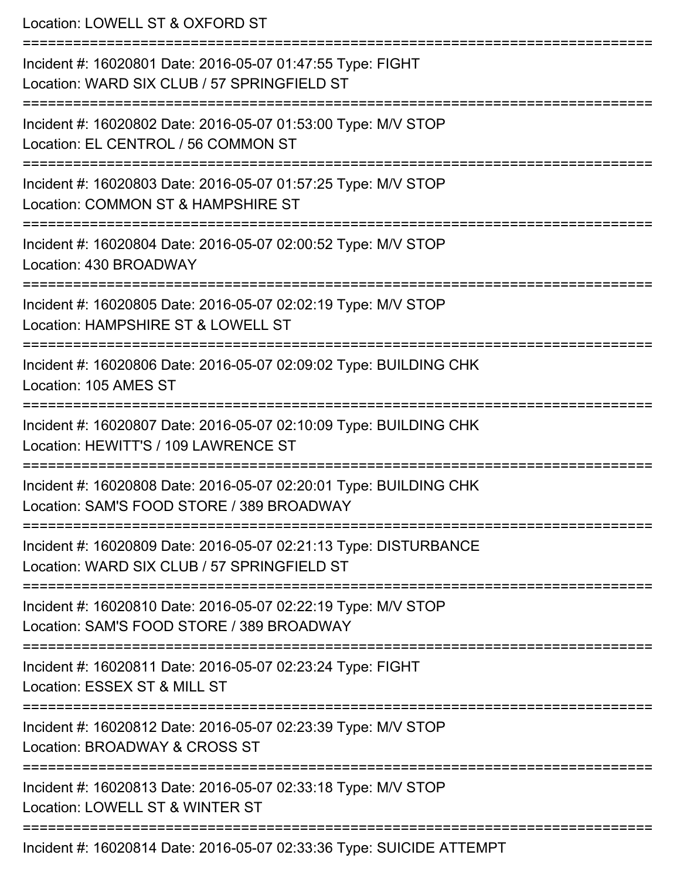Location: LOWELL ST & OXFORD ST

===========================================================================

Incident #: 16020801 Date: 2016-05-07 01:47:55 Type: FIGHT
Location: WARD SIX CLUB / 57 SPRINGFIELD ST

===========================================================================

Incident #: 16020802 Date: 2016-05-07 01:53:00 Type: M/V STOP
Location: EL CENTROL / 56 COMMON ST

===========================================================================

Incident #: 16020803 Date: 2016-05-07 01:57:25 Type: M/V STOP
Location: COMMON ST & HAMPSHIRE ST

===========================================================================

Incident #: 16020804 Date: 2016-05-07 02:00:52 Type: M/V STOP
Location: 430 BROADWAY

===========================================================================

Incident #: 16020805 Date: 2016-05-07 02:02:19 Type: M/V STOP
Location: HAMPSHIRE ST & LOWELL ST

===========================================================================

Incident #: 16020806 Date: 2016-05-07 02:09:02 Type: BUILDING CHK
Location: 105 AMES ST

===========================================================================

Incident #: 16020807 Date: 2016-05-07 02:10:09 Type: BUILDING CHK
Location: HEWITT'S / 109 LAWRENCE ST

===========================================================================

Incident #: 16020808 Date: 2016-05-07 02:20:01 Type: BUILDING CHK
Location: SAM'S FOOD STORE / 389 BROADWAY

===========================================================================

Incident #: 16020809 Date: 2016-05-07 02:21:13 Type: DISTURBANCE
Location: WARD SIX CLUB / 57 SPRINGFIELD ST

===========================================================================

Incident #: 16020810 Date: 2016-05-07 02:22:19 Type: M/V STOP
Location: SAM'S FOOD STORE / 389 BROADWAY

===========================================================================

Incident #: 16020811 Date: 2016-05-07 02:23:24 Type: FIGHT
Location: ESSEX ST & MILL ST

===========================================================================

Incident #: 16020812 Date: 2016-05-07 02:23:39 Type: M/V STOP
Location: BROADWAY & CROSS ST

===========================================================================

Incident #: 16020813 Date: 2016-05-07 02:33:18 Type: M/V STOP
Location: LOWELL ST & WINTER ST

===========================================================================

Incident #: 16020814 Date: 2016-05-07 02:33:36 Type: SUICIDE ATTEMPT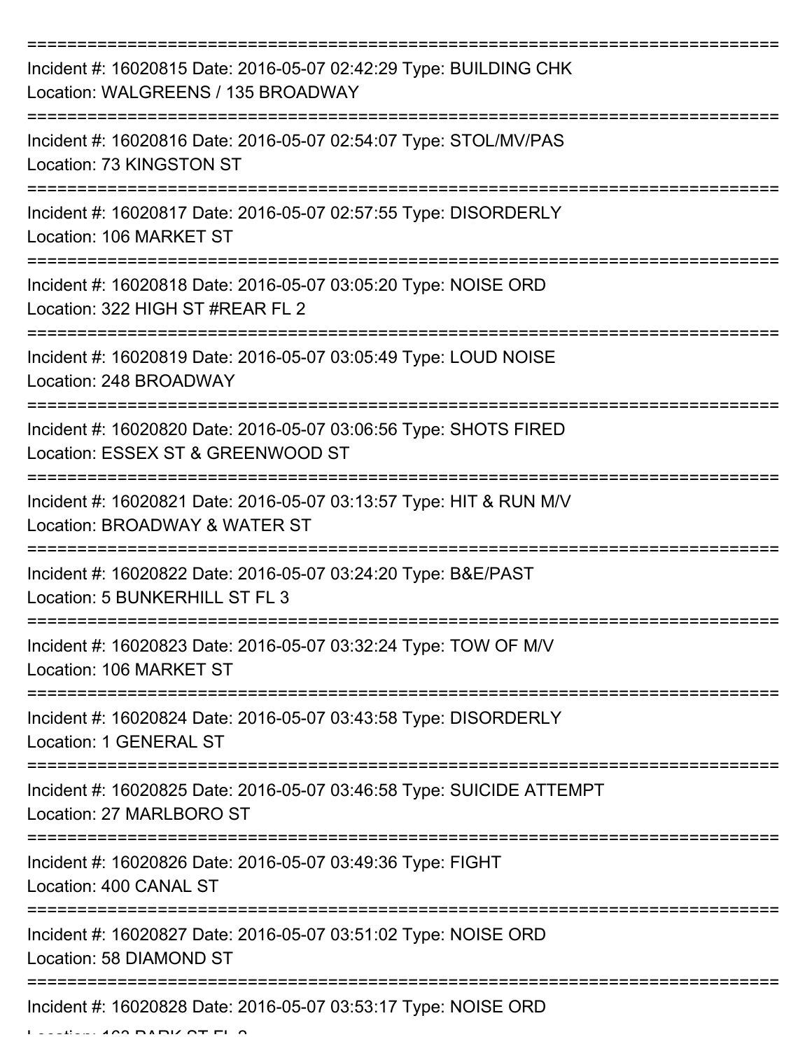===========================================================================

Incident #: 16020815 Date: 2016-05-07 02:42:29 Type: BUILDING CHK
Location: WALGREENS / 135 BROADWAY

===========================================================================

Incident #: 16020816 Date: 2016-05-07 02:54:07 Type: STOL/MV/PAS
Location: 73 KINGSTON ST

===========================================================================

Incident #: 16020817 Date: 2016-05-07 02:57:55 Type: DISORDERLY
Location: 106 MARKET ST

===========================================================================

Incident #: 16020818 Date: 2016-05-07 03:05:20 Type: NOISE ORD
Location: 322 HIGH ST #REAR FL 2

===========================================================================

Incident #: 16020819 Date: 2016-05-07 03:05:49 Type: LOUD NOISE
Location: 248 BROADWAY

===========================================================================

Incident #: 16020820 Date: 2016-05-07 03:06:56 Type: SHOTS FIRED
Location: ESSEX ST & GREENWOOD ST

===========================================================================

Incident #: 16020821 Date: 2016-05-07 03:13:57 Type: HIT & RUN M/V
Location: BROADWAY & WATER ST

===========================================================================

Incident #: 16020822 Date: 2016-05-07 03:24:20 Type: B&E/PAST
Location: 5 BUNKERHILL ST FL 3

===========================================================================

Incident #: 16020823 Date: 2016-05-07 03:32:24 Type: TOW OF M/V
Location: 106 MARKET ST

===========================================================================

Incident #: 16020824 Date: 2016-05-07 03:43:58 Type: DISORDERLY
Location: 1 GENERAL ST

===========================================================================

Incident #: 16020825 Date: 2016-05-07 03:46:58 Type: SUICIDE ATTEMPT
Location: 27 MARLBORO ST

===========================================================================

Incident #: 16020826 Date: 2016-05-07 03:49:36 Type: FIGHT
Location: 400 CANAL ST

===========================================================================

Incident #: 16020827 Date: 2016-05-07 03:51:02 Type: NOISE ORD
Location: 58 DIAMOND ST

===========================================================================

Incident #: 16020828 Date: 2016-05-07 03:53:17 Type: NOISE ORD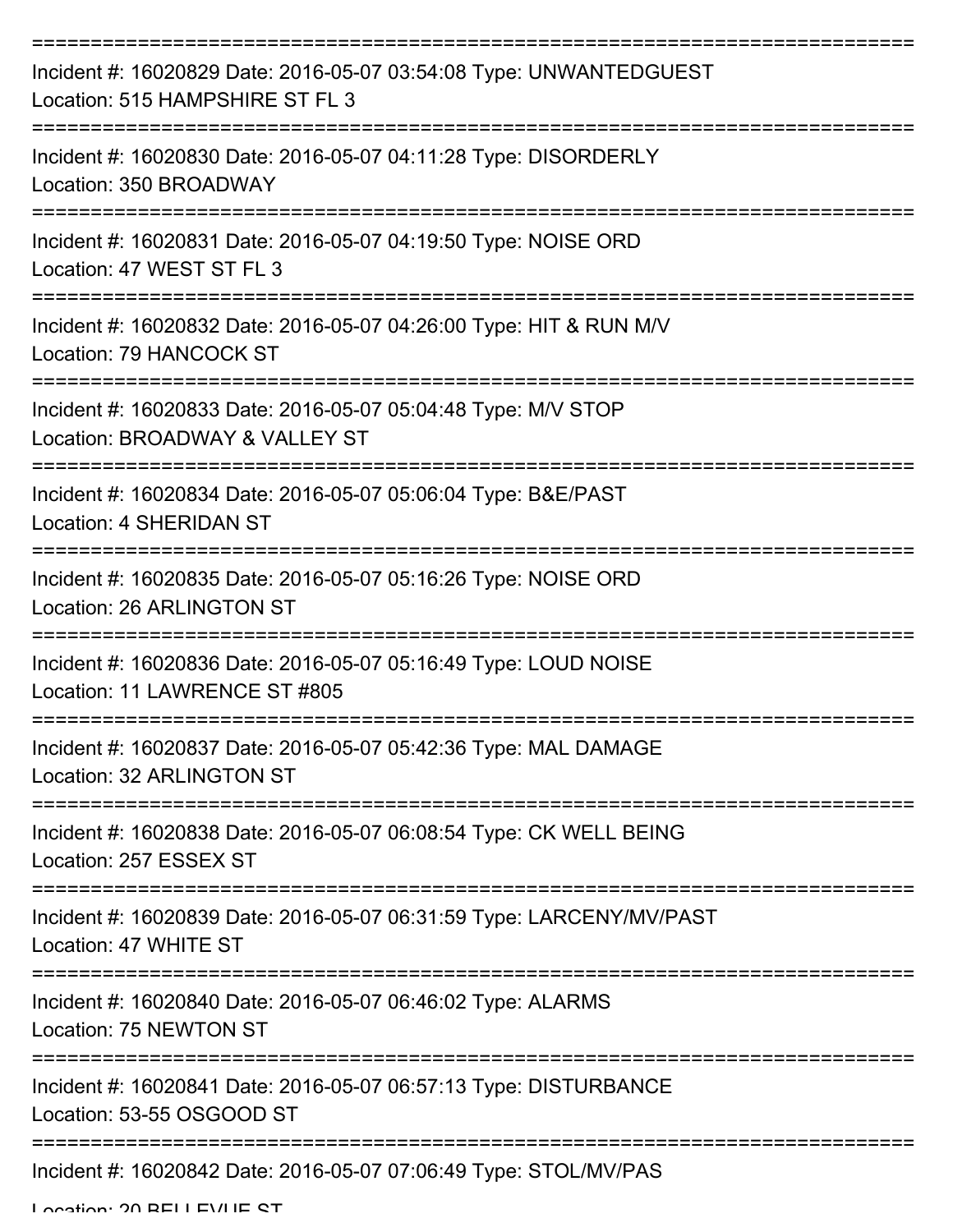---

Incident #: 16020829 Date: 2016-05-07 03:54:08 Type: UNWANTEDGUEST
Location: 515 HAMPSHIRE ST FL 3

---

Incident #: 16020830 Date: 2016-05-07 04:11:28 Type: DISORDERLY
Location: 350 BROADWAY

---

Incident #: 16020831 Date: 2016-05-07 04:19:50 Type: NOISE ORD
Location: 47 WEST ST FL 3

---

Incident #: 16020832 Date: 2016-05-07 04:26:00 Type: HIT & RUN M/V
Location: 79 HANCOCK ST

---

Incident #: 16020833 Date: 2016-05-07 05:04:48 Type: M/V STOP
Location: BROADWAY & VALLEY ST

---

Incident #: 16020834 Date: 2016-05-07 05:06:04 Type: B&E/PAST
Location: 4 SHERIDAN ST

---

Incident #: 16020835 Date: 2016-05-07 05:16:26 Type: NOISE ORD
Location: 26 ARLINGTON ST

---

Incident #: 16020836 Date: 2016-05-07 05:16:49 Type: LOUD NOISE
Location: 11 LAWRENCE ST #805

---

Incident #: 16020837 Date: 2016-05-07 05:42:36 Type: MAL DAMAGE
Location: 32 ARLINGTON ST

---

Incident #: 16020838 Date: 2016-05-07 06:08:54 Type: CK WELL BEING
Location: 257 ESSEX ST

---

Incident #: 16020839 Date: 2016-05-07 06:31:59 Type: LARCENY/MV/PAST
Location: 47 WHITE ST

---

Incident #: 16020840 Date: 2016-05-07 06:46:02 Type: ALARMS
Location: 75 NEWTON ST

---

Incident #: 16020841 Date: 2016-05-07 06:57:13 Type: DISTURBANCE
Location: 53-55 OSGOOD ST

---

Incident #: 16020842 Date: 2016-05-07 07:06:49 Type: STOL/MV/PAS
Location: 20 BELLEVUE ST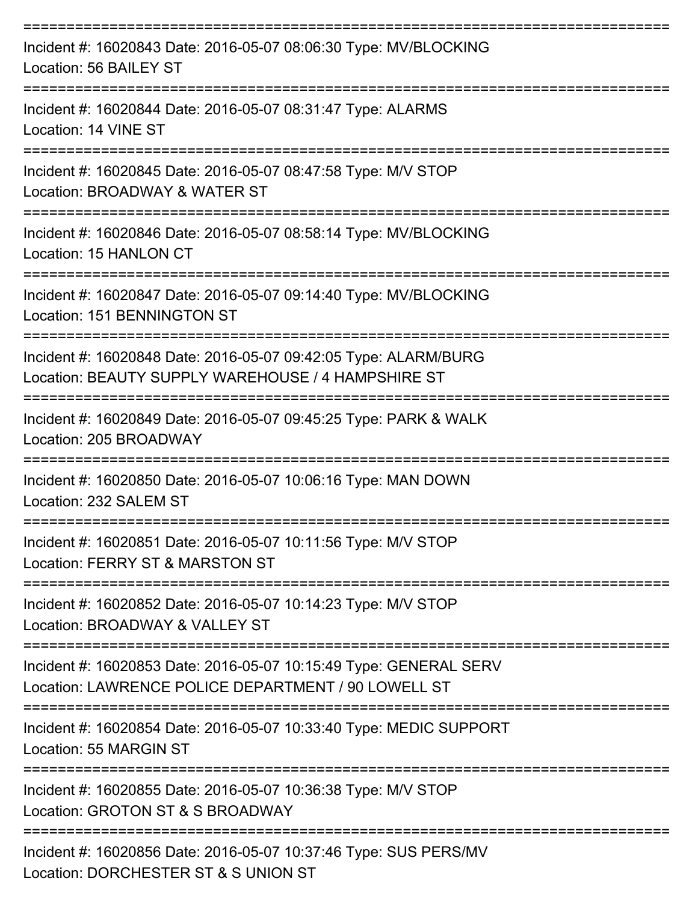===========================================================================
Incident #: 16020843 Date: 2016-05-07 08:06:30 Type: MV/BLOCKING
Location: 56 BAILEY ST
===========================================================================
Incident #: 16020844 Date: 2016-05-07 08:31:47 Type: ALARMS
Location: 14 VINE ST
===========================================================================
Incident #: 16020845 Date: 2016-05-07 08:47:58 Type: M/V STOP
Location: BROADWAY & WATER ST
===========================================================================
Incident #: 16020846 Date: 2016-05-07 08:58:14 Type: MV/BLOCKING
Location: 15 HANLON CT
===========================================================================
Incident #: 16020847 Date: 2016-05-07 09:14:40 Type: MV/BLOCKING
Location: 151 BENNINGTON ST
===========================================================================
Incident #: 16020848 Date: 2016-05-07 09:42:05 Type: ALARM/BURG
Location: BEAUTY SUPPLY WAREHOUSE / 4 HAMPSHIRE ST
===========================================================================
Incident #: 16020849 Date: 2016-05-07 09:45:25 Type: PARK & WALK
Location: 205 BROADWAY
===========================================================================
Incident #: 16020850 Date: 2016-05-07 10:06:16 Type: MAN DOWN
Location: 232 SALEM ST
===========================================================================
Incident #: 16020851 Date: 2016-05-07 10:11:56 Type: M/V STOP
Location: FERRY ST & MARSTON ST
===========================================================================
Incident #: 16020852 Date: 2016-05-07 10:14:23 Type: M/V STOP
Location: BROADWAY & VALLEY ST
===========================================================================
Incident #: 16020853 Date: 2016-05-07 10:15:49 Type: GENERAL SERV
Location: LAWRENCE POLICE DEPARTMENT / 90 LOWELL ST
===========================================================================
Incident #: 16020854 Date: 2016-05-07 10:33:40 Type: MEDIC SUPPORT
Location: 55 MARGIN ST
===========================================================================
Incident #: 16020855 Date: 2016-05-07 10:36:38 Type: M/V STOP
Location: GROTON ST & S BROADWAY
===========================================================================
Incident #: 16020856 Date: 2016-05-07 10:37:46 Type: SUS PERS/MV
Location: DORCHESTER ST & S UNION ST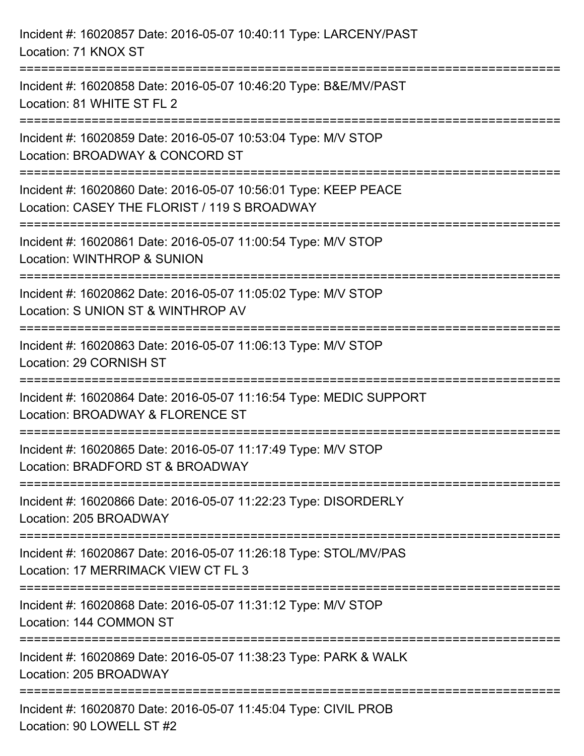Incident #: 16020857 Date: 2016-05-07 10:40:11 Type: LARCENY/PAST
Location: 71 KNOX ST

===========================================================================

Incident #: 16020858 Date: 2016-05-07 10:46:20 Type: B&E/MV/PAST
Location: 81 WHITE ST FL 2

===========================================================================

Incident #: 16020859 Date: 2016-05-07 10:53:04 Type: M/V STOP
Location: BROADWAY & CONCORD ST

===========================================================================

Incident #: 16020860 Date: 2016-05-07 10:56:01 Type: KEEP PEACE
Location: CASEY THE FLORIST / 119 S BROADWAY

===========================================================================

Incident #: 16020861 Date: 2016-05-07 11:00:54 Type: M/V STOP
Location: WINTHROP & SUNION

===========================================================================

Incident #: 16020862 Date: 2016-05-07 11:05:02 Type: M/V STOP
Location: S UNION ST & WINTHROP AV

===========================================================================

Incident #: 16020863 Date: 2016-05-07 11:06:13 Type: M/V STOP
Location: 29 CORNISH ST

===========================================================================

Incident #: 16020864 Date: 2016-05-07 11:16:54 Type: MEDIC SUPPORT
Location: BROADWAY & FLORENCE ST

===========================================================================

Incident #: 16020865 Date: 2016-05-07 11:17:49 Type: M/V STOP
Location: BRADFORD ST & BROADWAY

===========================================================================

Incident #: 16020866 Date: 2016-05-07 11:22:23 Type: DISORDERLY
Location: 205 BROADWAY

===========================================================================

Incident #: 16020867 Date: 2016-05-07 11:26:18 Type: STOL/MV/PAS
Location: 17 MERRIMACK VIEW CT FL 3

===========================================================================

Incident #: 16020868 Date: 2016-05-07 11:31:12 Type: M/V STOP
Location: 144 COMMON ST

===========================================================================

Incident #: 16020869 Date: 2016-05-07 11:38:23 Type: PARK & WALK
Location: 205 BROADWAY

===========================================================================

Incident #: 16020870 Date: 2016-05-07 11:45:04 Type: CIVIL PROB
Location: 90 LOWELL ST #2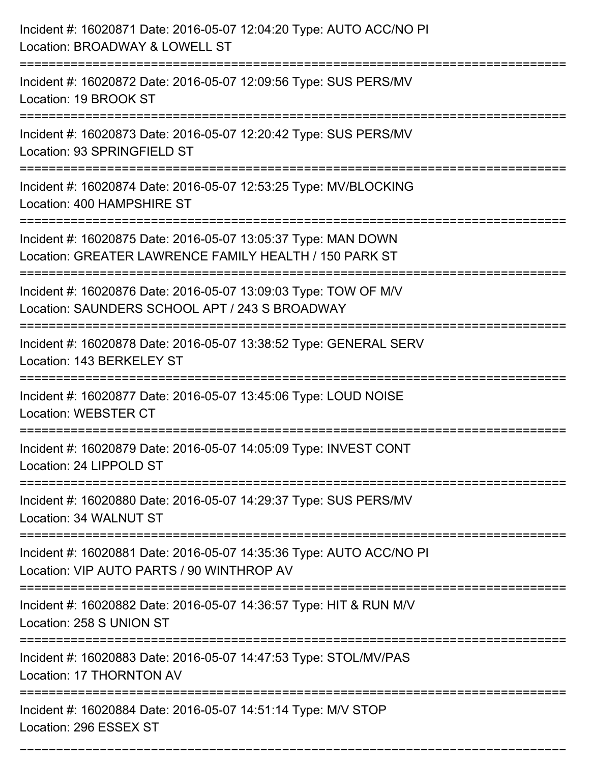Incident #: 16020871 Date: 2016-05-07 12:04:20 Type: AUTO ACC/NO PI
Location: BROADWAY & LOWELL ST

===========================================================================

Incident #: 16020872 Date: 2016-05-07 12:09:56 Type: SUS PERS/MV
Location: 19 BROOK ST

===========================================================================

Incident #: 16020873 Date: 2016-05-07 12:20:42 Type: SUS PERS/MV
Location: 93 SPRINGFIELD ST

===========================================================================

Incident #: 16020874 Date: 2016-05-07 12:53:25 Type: MV/BLOCKING
Location: 400 HAMPSHIRE ST

===========================================================================

Incident #: 16020875 Date: 2016-05-07 13:05:37 Type: MAN DOWN
Location: GREATER LAWRENCE FAMILY HEALTH / 150 PARK ST

===========================================================================

Incident #: 16020876 Date: 2016-05-07 13:09:03 Type: TOW OF M/V
Location: SAUNDERS SCHOOL APT / 243 S BROADWAY

===========================================================================

Incident #: 16020878 Date: 2016-05-07 13:38:52 Type: GENERAL SERV
Location: 143 BERKELEY ST

===========================================================================

Incident #: 16020877 Date: 2016-05-07 13:45:06 Type: LOUD NOISE
Location: WEBSTER CT

===========================================================================

Incident #: 16020879 Date: 2016-05-07 14:05:09 Type: INVEST CONT
Location: 24 LIPPOLD ST

===========================================================================

Incident #: 16020880 Date: 2016-05-07 14:29:37 Type: SUS PERS/MV
Location: 34 WALNUT ST

===========================================================================

Incident #: 16020881 Date: 2016-05-07 14:35:36 Type: AUTO ACC/NO PI
Location: VIP AUTO PARTS / 90 WINTHROP AV

===========================================================================

Incident #: 16020882 Date: 2016-05-07 14:36:57 Type: HIT & RUN M/V
Location: 258 S UNION ST

===========================================================================

Incident #: 16020883 Date: 2016-05-07 14:47:53 Type: STOL/MV/PAS
Location: 17 THORNTON AV

===========================================================================

Incident #: 16020884 Date: 2016-05-07 14:51:14 Type: M/V STOP
Location: 296 ESSEX ST

===========================================================================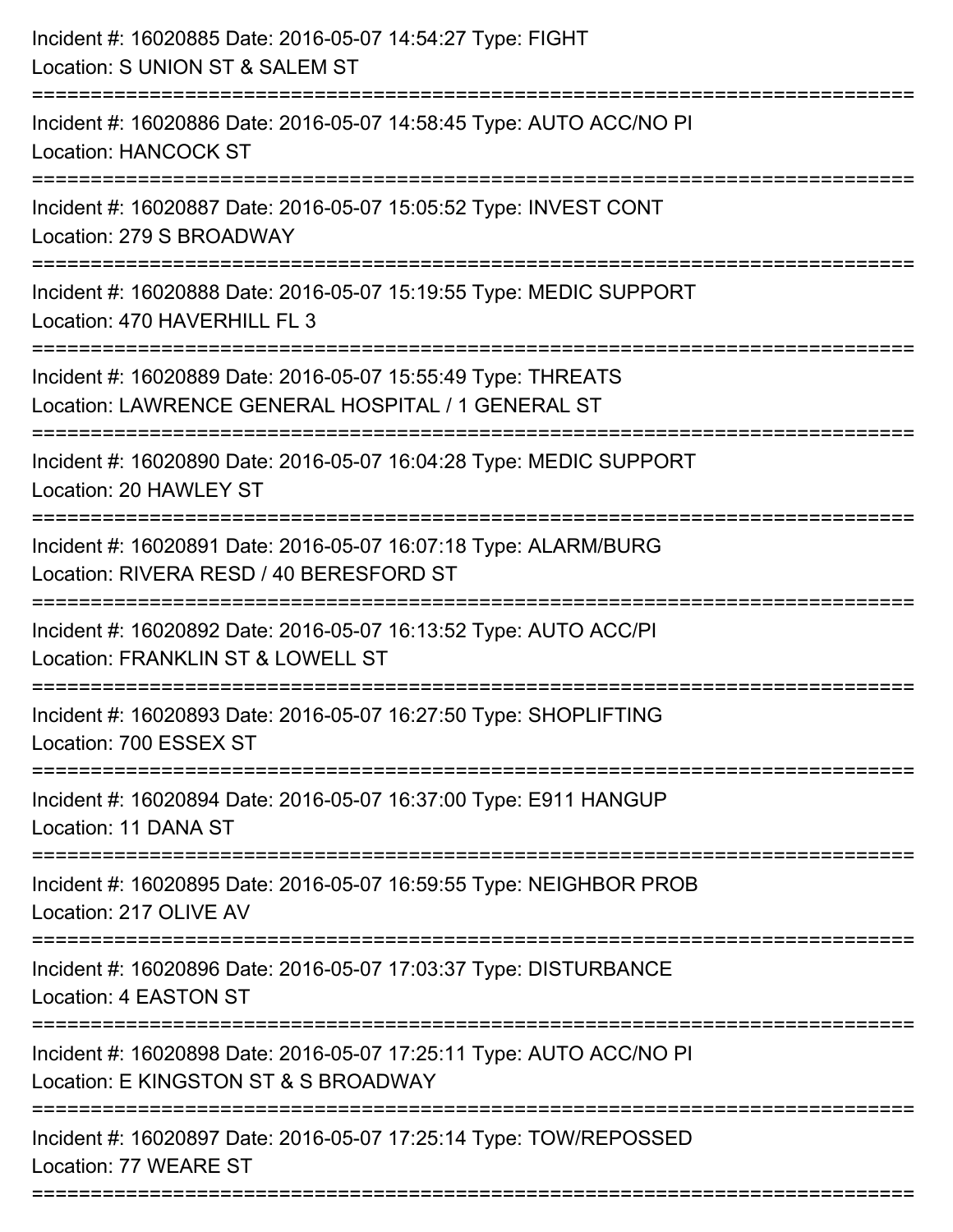Incident #: 16020885 Date: 2016-05-07 14:54:27 Type: FIGHT
Location: S UNION ST & SALEM ST

===========================================================================

Incident #: 16020886 Date: 2016-05-07 14:58:45 Type: AUTO ACC/NO PI
Location: HANCOCK ST

===========================================================================

Incident #: 16020887 Date: 2016-05-07 15:05:52 Type: INVEST CONT
Location: 279 S BROADWAY

===========================================================================

Incident #: 16020888 Date: 2016-05-07 15:19:55 Type: MEDIC SUPPORT
Location: 470 HAVERHILL FL 3

===========================================================================

Incident #: 16020889 Date: 2016-05-07 15:55:49 Type: THREATS
Location: LAWRENCE GENERAL HOSPITAL / 1 GENERAL ST

===========================================================================

Incident #: 16020890 Date: 2016-05-07 16:04:28 Type: MEDIC SUPPORT
Location: 20 HAWLEY ST

===========================================================================

Incident #: 16020891 Date: 2016-05-07 16:07:18 Type: ALARM/BURG
Location: RIVERA RESD / 40 BERESFORD ST

===========================================================================

Incident #: 16020892 Date: 2016-05-07 16:13:52 Type: AUTO ACC/PI
Location: FRANKLIN ST & LOWELL ST

===========================================================================

Incident #: 16020893 Date: 2016-05-07 16:27:50 Type: SHOPLIFTING
Location: 700 ESSEX ST

===========================================================================

Incident #: 16020894 Date: 2016-05-07 16:37:00 Type: E911 HANGUP
Location: 11 DANA ST

===========================================================================

Incident #: 16020895 Date: 2016-05-07 16:59:55 Type: NEIGHBOR PROB
Location: 217 OLIVE AV

===========================================================================

Incident #: 16020896 Date: 2016-05-07 17:03:37 Type: DISTURBANCE
Location: 4 EASTON ST

===========================================================================

Incident #: 16020898 Date: 2016-05-07 17:25:11 Type: AUTO ACC/NO PI
Location: E KINGSTON ST & S BROADWAY

===========================================================================

Incident #: 16020897 Date: 2016-05-07 17:25:14 Type: TOW/REPOSSED
Location: 77 WEARE ST

===========================================================================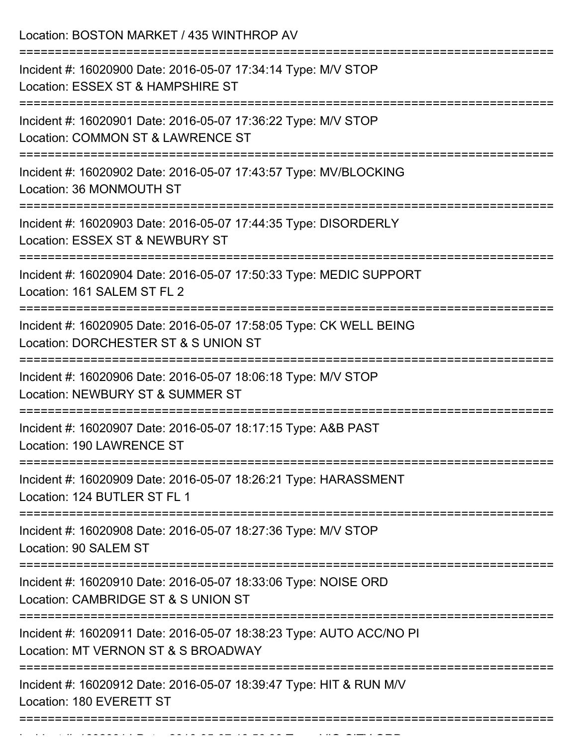Location: BOSTON MARKET / 435 WINTHROP AV

===========================================================================

Incident #: 16020900 Date: 2016-05-07 17:34:14 Type: M/V STOP

Location: ESSEX ST & HAMPSHIRE ST

===========================================================================

Incident #: 16020901 Date: 2016-05-07 17:36:22 Type: M/V STOP

Location: COMMON ST & LAWRENCE ST

===========================================================================

Incident #: 16020902 Date: 2016-05-07 17:43:57 Type: MV/BLOCKING

Location: 36 MONMOUTH ST

===========================================================================

Incident #: 16020903 Date: 2016-05-07 17:44:35 Type: DISORDERLY

Location: ESSEX ST & NEWBURY ST

===========================================================================

Incident #: 16020904 Date: 2016-05-07 17:50:33 Type: MEDIC SUPPORT

Location: 161 SALEM ST FL 2

===========================================================================

Incident #: 16020905 Date: 2016-05-07 17:58:05 Type: CK WELL BEING

Location: DORCHESTER ST & S UNION ST

===========================================================================

Incident #: 16020906 Date: 2016-05-07 18:06:18 Type: M/V STOP

Location: NEWBURY ST & SUMMER ST

===========================================================================

Incident #: 16020907 Date: 2016-05-07 18:17:15 Type: A&B PAST

Location: 190 LAWRENCE ST

===========================================================================

Incident #: 16020909 Date: 2016-05-07 18:26:21 Type: HARASSMENT

Location: 124 BUTLER ST FL 1

===========================================================================

Incident #: 16020908 Date: 2016-05-07 18:27:36 Type: M/V STOP

Location: 90 SALEM ST

===========================================================================

Incident #: 16020910 Date: 2016-05-07 18:33:06 Type: NOISE ORD

Location: CAMBRIDGE ST & S UNION ST

===========================================================================

Incident #: 16020911 Date: 2016-05-07 18:38:23 Type: AUTO ACC/NO PI

Location: MT VERNON ST & S BROADWAY

===========================================================================

Incident #: 16020912 Date: 2016-05-07 18:39:47 Type: HIT & RUN M/V

Location: 180 EVERETT ST

===========================================================================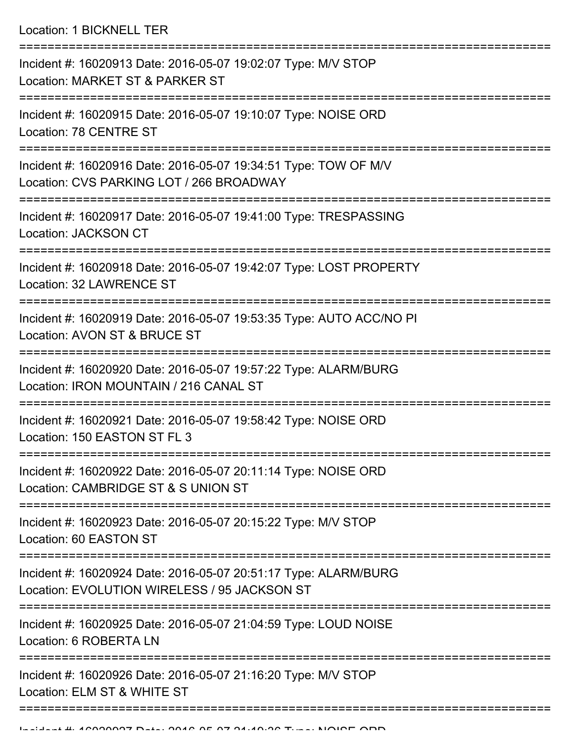Location: 1 BICKNELL TER

===========================================================================

Incident #: 16020913 Date: 2016-05-07 19:02:07 Type: M/V STOP
Location: MARKET ST & PARKER ST

===========================================================================

Incident #: 16020915 Date: 2016-05-07 19:10:07 Type: NOISE ORD
Location: 78 CENTRE ST

===========================================================================

Incident #: 16020916 Date: 2016-05-07 19:34:51 Type: TOW OF M/V
Location: CVS PARKING LOT / 266 BROADWAY

===========================================================================

Incident #: 16020917 Date: 2016-05-07 19:41:00 Type: TRESPASSING
Location: JACKSON CT

===========================================================================

Incident #: 16020918 Date: 2016-05-07 19:42:07 Type: LOST PROPERTY
Location: 32 LAWRENCE ST

===========================================================================

Incident #: 16020919 Date: 2016-05-07 19:53:35 Type: AUTO ACC/NO PI
Location: AVON ST & BRUCE ST

===========================================================================

Incident #: 16020920 Date: 2016-05-07 19:57:22 Type: ALARM/BURG
Location: IRON MOUNTAIN / 216 CANAL ST

===========================================================================

Incident #: 16020921 Date: 2016-05-07 19:58:42 Type: NOISE ORD
Location: 150 EASTON ST FL 3

===========================================================================

Incident #: 16020922 Date: 2016-05-07 20:11:14 Type: NOISE ORD
Location: CAMBRIDGE ST & S UNION ST

===========================================================================

Incident #: 16020923 Date: 2016-05-07 20:15:22 Type: M/V STOP
Location: 60 EASTON ST

===========================================================================

Incident #: 16020924 Date: 2016-05-07 20:51:17 Type: ALARM/BURG
Location: EVOLUTION WIRELESS / 95 JACKSON ST

===========================================================================

Incident #: 16020925 Date: 2016-05-07 21:04:59 Type: LOUD NOISE
Location: 6 ROBERTA LN

===========================================================================

Incident #: 16020926 Date: 2016-05-07 21:16:20 Type: M/V STOP
Location: ELM ST & WHITE ST

===========================================================================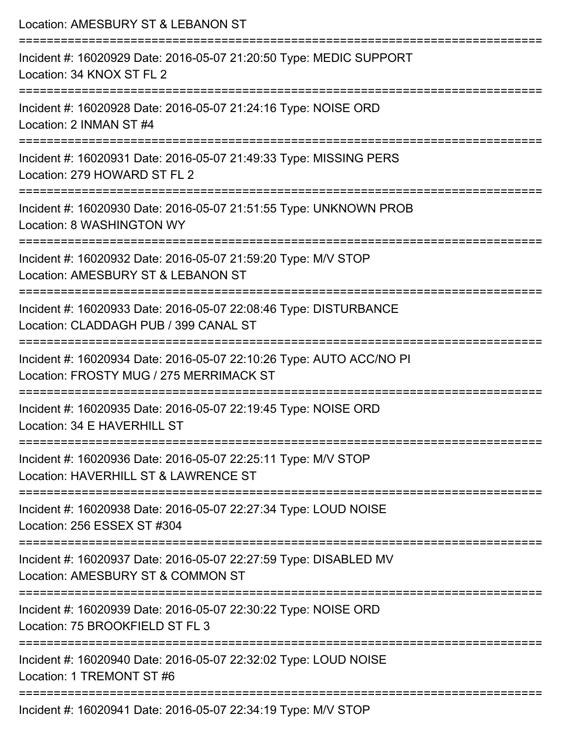Location: AMESBURY ST & LEBANON ST

===========================================================================

Incident #: 16020929 Date: 2016-05-07 21:20:50 Type: MEDIC SUPPORT
Location: 34 KNOX ST FL 2

===========================================================================

Incident #: 16020928 Date: 2016-05-07 21:24:16 Type: NOISE ORD
Location: 2 INMAN ST #4

===========================================================================

Incident #: 16020931 Date: 2016-05-07 21:49:33 Type: MISSING PERS
Location: 279 HOWARD ST FL 2

===========================================================================

Incident #: 16020930 Date: 2016-05-07 21:51:55 Type: UNKNOWN PROB
Location: 8 WASHINGTON WY

===========================================================================

Incident #: 16020932 Date: 2016-05-07 21:59:20 Type: M/V STOP
Location: AMESBURY ST & LEBANON ST

===========================================================================

Incident #: 16020933 Date: 2016-05-07 22:08:46 Type: DISTURBANCE
Location: CLADDAGH PUB / 399 CANAL ST

===========================================================================

Incident #: 16020934 Date: 2016-05-07 22:10:26 Type: AUTO ACC/NO PI
Location: FROSTY MUG / 275 MERRIMACK ST

===========================================================================

Incident #: 16020935 Date: 2016-05-07 22:19:45 Type: NOISE ORD
Location: 34 E HAVERHILL ST

===========================================================================

Incident #: 16020936 Date: 2016-05-07 22:25:11 Type: M/V STOP
Location: HAVERHILL ST & LAWRENCE ST

===========================================================================

Incident #: 16020938 Date: 2016-05-07 22:27:34 Type: LOUD NOISE
Location: 256 ESSEX ST #304

===========================================================================

Incident #: 16020937 Date: 2016-05-07 22:27:59 Type: DISABLED MV
Location: AMESBURY ST & COMMON ST

===========================================================================

Incident #: 16020939 Date: 2016-05-07 22:30:22 Type: NOISE ORD
Location: 75 BROOKFIELD ST FL 3

===========================================================================

Incident #: 16020940 Date: 2016-05-07 22:32:02 Type: LOUD NOISE
Location: 1 TREMONT ST #6

===========================================================================

Incident #: 16020941 Date: 2016-05-07 22:34:19 Type: M/V STOP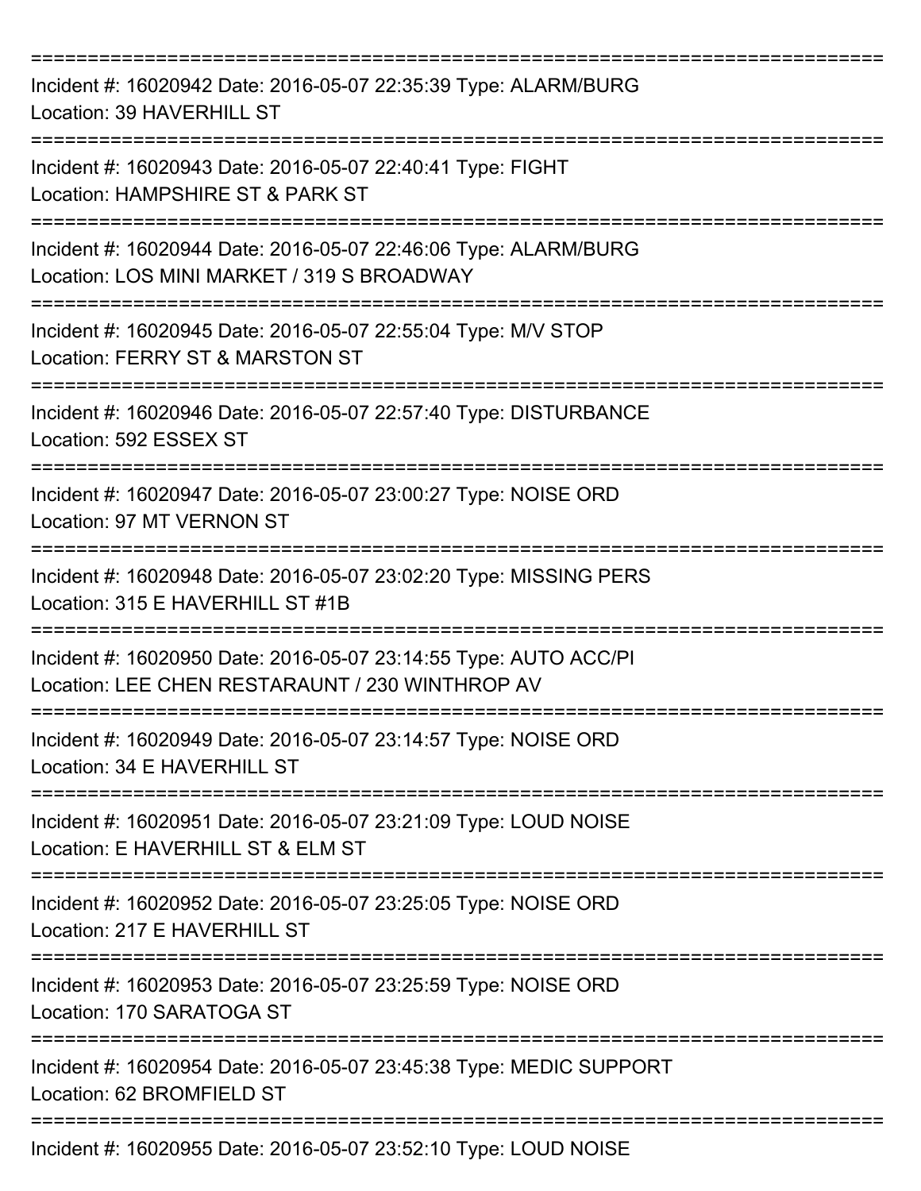==============================================================================

Incident #: 16020942 Date: 2016-05-07 22:35:39 Type: ALARM/BURG
Location: 39 HAVERHILL ST

==============================================================================

Incident #: 16020943 Date: 2016-05-07 22:40:41 Type: FIGHT
Location: HAMPSHIRE ST & PARK ST

==============================================================================

Incident #: 16020944 Date: 2016-05-07 22:46:06 Type: ALARM/BURG
Location: LOS MINI MARKET / 319 S BROADWAY

==============================================================================

Incident #: 16020945 Date: 2016-05-07 22:55:04 Type: M/V STOP
Location: FERRY ST & MARSTON ST

==============================================================================

Incident #: 16020946 Date: 2016-05-07 22:57:40 Type: DISTURBANCE
Location: 592 ESSEX ST

==============================================================================

Incident #: 16020947 Date: 2016-05-07 23:00:27 Type: NOISE ORD
Location: 97 MT VERNON ST

==============================================================================

Incident #: 16020948 Date: 2016-05-07 23:02:20 Type: MISSING PERS
Location: 315 E HAVERHILL ST #1B

==============================================================================

Incident #: 16020950 Date: 2016-05-07 23:14:55 Type: AUTO ACC/PI
Location: LEE CHEN RESTARAUNT / 230 WINTHROP AV

==============================================================================

Incident #: 16020949 Date: 2016-05-07 23:14:57 Type: NOISE ORD
Location: 34 E HAVERHILL ST

==============================================================================

Incident #: 16020951 Date: 2016-05-07 23:21:09 Type: LOUD NOISE
Location: E HAVERHILL ST & ELM ST

==============================================================================

Incident #: 16020952 Date: 2016-05-07 23:25:05 Type: NOISE ORD
Location: 217 E HAVERHILL ST

==============================================================================

Incident #: 16020953 Date: 2016-05-07 23:25:59 Type: NOISE ORD
Location: 170 SARATOGA ST

==============================================================================

Incident #: 16020954 Date: 2016-05-07 23:45:38 Type: MEDIC SUPPORT
Location: 62 BROMFIELD ST

==============================================================================

Incident #: 16020955 Date: 2016-05-07 23:52:10 Type: LOUD NOISE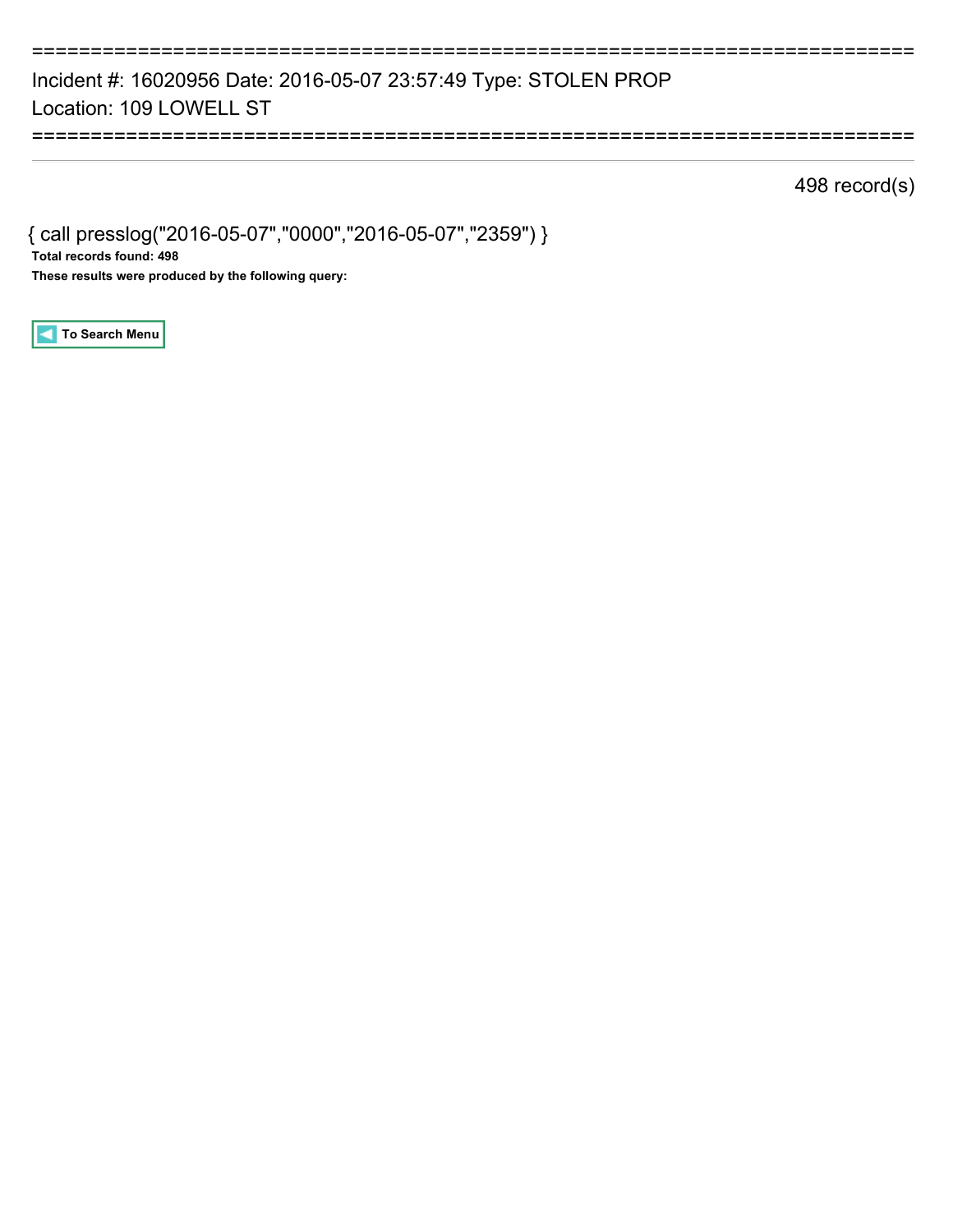===========================================================================

Incident #: 16020956 Date: 2016-05-07 23:57:49 Type: STOLEN PROP

Location: 109 LOWELL ST

===========================================================================

---

498 record(s)

{ call presslog("2016-05-07","0000","2016-05-07","2359") }

**Total records found: 498**

**These results were produced by the following query:**

**To Search Menu**